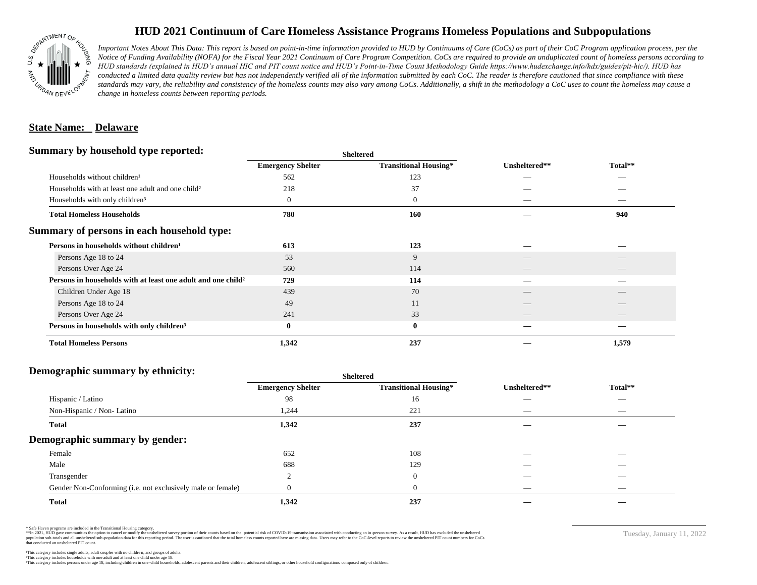# HUD 2021 Continuum of Care Homeless Assistance Programs Homeless Populations and Subpopulations

*Important Notes About This Data: This report is based on point-in-time information provided to HUD by Continuums of Care (CoCs) as part of their CoC Program application process, per the Notice of Funding Availability (NOFA) for the Fiscal Year 2021 Continuum of Care Program Competition. CoCs are required to provide an unduplicated count of homeless persons according to HUD standards (explained in HUD's annual HIC and PIT count notice and HUD's Point-in-Time Count Methodology Guide https://www.hudexchange.info/hdx/guides/pit-hic/). HUD has conducted a limited data quality review but has not independently verified all of the information submitted by each CoC. The reader is therefore cautioned that since compliance with these standards may vary, the reliability and consistency of the homeless counts may also vary among CoCs. Additionally, a shift in the methodology a CoC uses to count the homeless may cause a change in homeless counts between reporting periods.*

**State Name: Delaware**

## Summary by household type reported:

| | Sheltered | | | |
|---|---|---|---|---|
| | Emergency Shelter | Transitional Housing* | Unsheltered** | Total** |
| Households without children¹ | 562 | 123 | — | — |
| Households with at least one adult and one child² | 218 | 37 | — | — |
| Households with only children³ | 0 | 0 | — | — |
| **Total Homeless Households** | **780** | **160** | **—** | **940** |

## Summary of persons in each household type:

| | Emergency Shelter | Transitional Housing* | Unsheltered** | Total** |
|---|---|---|---|---|
| **Persons in households without children¹** | **613** | **123** | **—** | **—** |
| Persons Age 18 to 24 | 53 | 9 | — | — |
| Persons Over Age 24 | 560 | 114 | — | — |
| **Persons in households with at least one adult and one child²** | **729** | **114** | **—** | **—** |
| Children Under Age 18 | 439 | 70 | — | — |
| Persons Age 18 to 24 | 49 | 11 | — | — |
| Persons Over Age 24 | 241 | 33 | — | — |
| **Persons in households with only children³** | **0** | **0** | **—** | **—** |
| **Total Homeless Persons** | **1,342** | **237** | **—** | **1,579** |

## Demographic summary by ethnicity:

| | Sheltered | | | |
|---|---|---|---|---|
| | Emergency Shelter | Transitional Housing* | Unsheltered** | Total** |
| Hispanic / Latino | 98 | 16 | — | — |
| Non-Hispanic / Non- Latino | 1,244 | 221 | — | — |
| **Total** | **1,342** | **237** | **—** | **—** |

## Demographic summary by gender:

| | Emergency Shelter | Transitional Housing* | Unsheltered** | Total** |
|---|---|---|---|---|
| Female | 652 | 108 | — | — |
| Male | 688 | 129 | — | — |
| Transgender | 2 | 0 | — | — |
| Gender Non-Conforming (i.e. not exclusively male or female) | 0 | 0 | — | — |
| **Total** | **1,342** | **237** | **—** | **—** |

\* Safe Haven programs are included in the Transitional Housing category.
\*\*In 2021, HUD gave communities the option to cancel or modify the unsheltered survey portion of their counts based on the potential risk of COVID-19 transmission associated with conducting an in-person survey. As a result, HUD has excluded the unsheltered population sub-totals and all unsheltered sub-population data for this reporting period. The user is cautioned that the total homeless counts reported here are missing data. Users may refer to the CoC-level reports to review the unsheltered PIT count numbers for CoCs that conducted an unsheltered PIT count.

¹This category includes single adults, adult couples with no children, and groups of adults.
²This category includes households with one adult and at least one child under age 18.
³This category includes persons under age 18, including children in one-child households, adolescent parents and their children, adolescent siblings, or other household configurations composed only of children.

Tuesday, January 11, 2022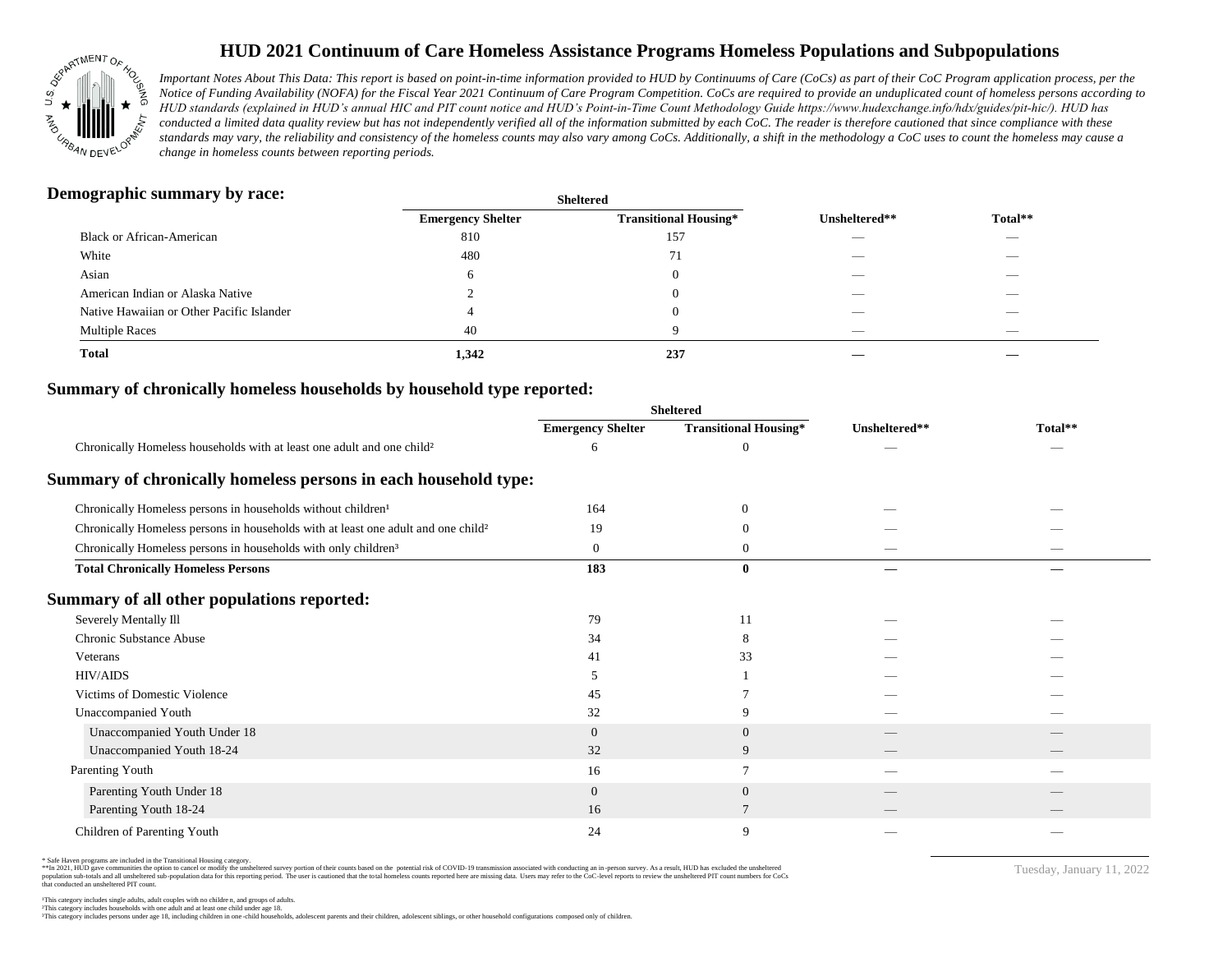# HUD 2021 Continuum of Care Homeless Assistance Programs Homeless Populations and Subpopulations

*Important Notes About This Data: This report is based on point-in-time information provided to HUD by Continuums of Care (CoCs) as part of their CoC Program application process, per the Notice of Funding Availability (NOFA) for the Fiscal Year 2021 Continuum of Care Program Competition. CoCs are required to provide an unduplicated count of homeless persons according to HUD standards (explained in HUD's annual HIC and PIT count notice and HUD's Point-in-Time Count Methodology Guide https://www.hudexchange.info/hdx/guides/pit-hic/). HUD has conducted a limited data quality review but has not independently verified all of the information submitted by each CoC. The reader is therefore cautioned that since compliance with these standards may vary, the reliability and consistency of the homeless counts may also vary among CoCs. Additionally, a shift in the methodology a CoC uses to count the homeless may cause a change in homeless counts between reporting periods.*

## Demographic summary by race:

| | Sheltered | | | |
|---|---|---|---|---|
| | Emergency Shelter | Transitional Housing* | Unsheltered** | Total** |
| Black or African-American | 810 | 157 | — | — |
| White | 480 | 71 | — | — |
| Asian | 6 | 0 | — | — |
| American Indian or Alaska Native | 2 | 0 | — | — |
| Native Hawaiian or Other Pacific Islander | 4 | 0 | — | — |
| Multiple Races | 40 | 9 | — | — |
| **Total** | **1,342** | **237** | **—** | **—** |

## Summary of chronically homeless households by household type reported:

| | Sheltered | | | |
|---|---|---|---|---|
| | Emergency Shelter | Transitional Housing* | Unsheltered** | Total** |
| Chronically Homeless households with at least one adult and one child² | 6 | 0 | — | — |

## Summary of chronically homeless persons in each household type:

| | Emergency Shelter | Transitional Housing* | Unsheltered** | Total** |
|---|---|---|---|---|
| Chronically Homeless persons in households without children¹ | 164 | 0 | — | — |
| Chronically Homeless persons in households with at least one adult and one child² | 19 | 0 | — | — |
| Chronically Homeless persons in households with only children³ | 0 | 0 | — | — |
| **Total Chronically Homeless Persons** | **183** | **0** | **—** | **—** |

## Summary of all other populations reported:

| | Emergency Shelter | Transitional Housing* | Unsheltered** | Total** |
|---|---|---|---|---|
| Severely Mentally Ill | 79 | 11 | — | — |
| Chronic Substance Abuse | 34 | 8 | — | — |
| Veterans | 41 | 33 | — | — |
| HIV/AIDS | 5 | 1 | — | — |
| Victims of Domestic Violence | 45 | 7 | — | — |
| Unaccompanied Youth | 32 | 9 | — | — |
| Unaccompanied Youth Under 18 | 0 | 0 | — | — |
| Unaccompanied Youth 18-24 | 32 | 9 | — | — |
| Parenting Youth | 16 | 7 | — | — |
| Parenting Youth Under 18 | 0 | 0 | — | — |
| Parenting Youth 18-24 | 16 | 7 | — | — |
| Children of Parenting Youth | 24 | 9 | — | — |

\* Safe Haven programs are included in the Transitional Housing category.
\*\*In 2021, HUD gave communities the option to cancel or modify the unsheltered survey portion of their counts based on the potential risk of COVID-19 transmission associated with conducting an in-person survey. As a result, HUD has excluded the unsheltered population sub-totals and all unsheltered sub-population data for this reporting period. The user is cautioned that the total homeless counts reported here are missing data. Users may refer to the CoC-level reports to review the unsheltered PIT count numbers for CoCs that conducted an unsheltered PIT count.

¹This category includes single adults, adult couples with no children, and groups of adults.
²This category includes households with one adult and at least one child under age 18.
³This category includes persons under age 18, including children in one-child households, adolescent parents and their children, adolescent siblings, or other household configurations composed only of children.

Tuesday, January 11, 2022